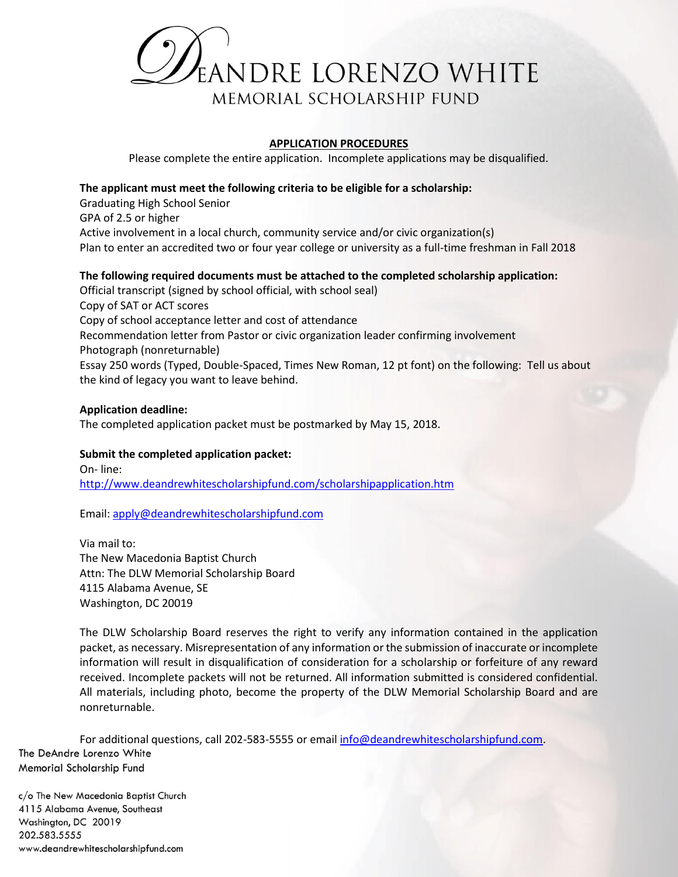# DeANDRE LORENZO WHITE

## MEMORIAL SCHOLARSHIP FUND

### APPLICATION PROCEDURES

Please complete the entire application. Incomplete applications may be disqualified.

**The applicant must meet the following criteria to be eligible for a scholarship:**

Graduating High School Senior
GPA of 2.5 or higher
Active involvement in a local church, community service and/or civic organization(s)
Plan to enter an accredited two or four year college or university as a full-time freshman in Fall 2018

**The following required documents must be attached to the completed scholarship application:**

Official transcript (signed by school official, with school seal)
Copy of SAT or ACT scores
Copy of school acceptance letter and cost of attendance
Recommendation letter from Pastor or civic organization leader confirming involvement
Photograph (nonreturnable)
Essay 250 words (Typed, Double-Spaced, Times New Roman, 12 pt font) on the following: Tell us about the kind of legacy you want to leave behind.

**Application deadline:**

The completed application packet must be postmarked by May 15, 2018.

**Submit the completed application packet:**

On- line:
http://www.deandrewhitescholarshipfund.com/scholarshipapplication.htm

Email: apply@deandrewhitescholarshipfund.com

Via mail to:
The New Macedonia Baptist Church
Attn: The DLW Memorial Scholarship Board
4115 Alabama Avenue, SE
Washington, DC 20019

The DLW Scholarship Board reserves the right to verify any information contained in the application packet, as necessary. Misrepresentation of any information or the submission of inaccurate or incomplete information will result in disqualification of consideration for a scholarship or forfeiture of any reward received. Incomplete packets will not be returned. All information submitted is considered confidential. All materials, including photo, become the property of the DLW Memorial Scholarship Board and are nonreturnable.

For additional questions, call 202-583-5555 or email info@deandrewhitescholarshipfund.com.

The DeAndre Lorenzo White
Memorial Scholarship Fund

c/o The New Macedonia Baptist Church
4115 Alabama Avenue, Southeast
Washington, DC 20019
202.583.5555
www.deandrewhitescholarshipfund.com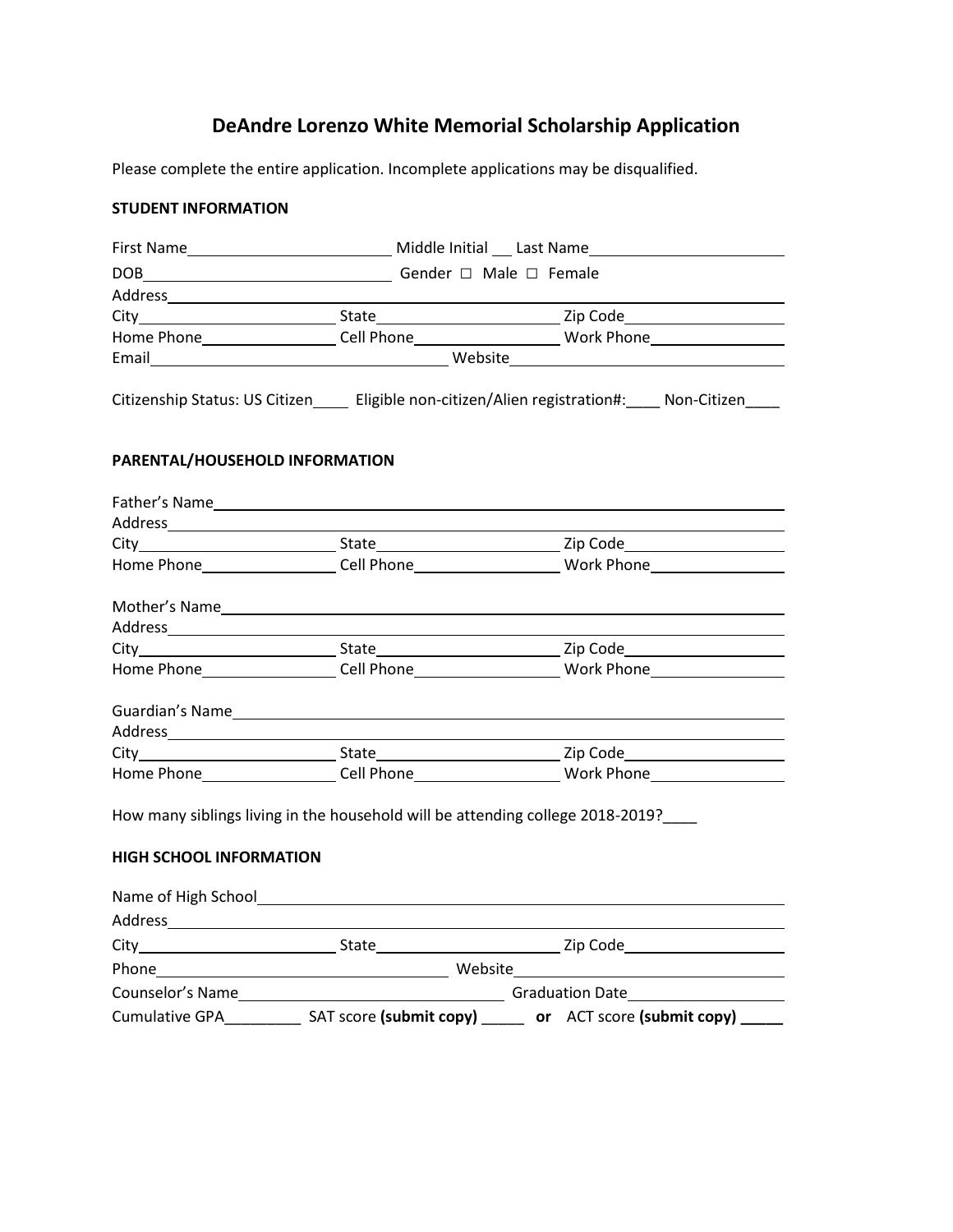# DeAndre Lorenzo White Memorial Scholarship Application

Please complete the entire application. Incomplete applications may be disqualified.

**STUDENT INFORMATION**

First Name________________________ Middle Initial ___ Last Name________________________

DOB______________________________ Gender ☐ Male ☐ Female

Address____________________________________________________________________

City______________________ State______________________ Zip Code__________________

Home Phone________________ Cell Phone_________________ Work Phone________________

Email____________________________________ Website______________________________

Citizenship Status: US Citizen____ Eligible non-citizen/Alien registration#:____ Non-Citizen____

**PARENTAL/HOUSEHOLD INFORMATION**

Father's Name________________________________________________________________

Address____________________________________________________________________

City______________________ State______________________ Zip Code__________________

Home Phone________________ Cell Phone_________________ Work Phone________________

Mother's Name_______________________________________________________________

Address____________________________________________________________________

City______________________ State______________________ Zip Code__________________

Home Phone________________ Cell Phone_________________ Work Phone________________

Guardian's Name______________________________________________________________

Address____________________________________________________________________

City______________________ State______________________ Zip Code__________________

Home Phone________________ Cell Phone_________________ Work Phone________________

How many siblings living in the household will be attending college 2018-2019?____

**HIGH SCHOOL INFORMATION**

Name of High School___________________________________________________________

Address____________________________________________________________________

City______________________ State______________________ Zip Code__________________

Phone__________________________________ Website______________________________

Counselor's Name_______________________________ Graduation Date__________________

Cumulative GPA_________ SAT score **(submit copy)** _____ **or** ACT score **(submit copy)** _____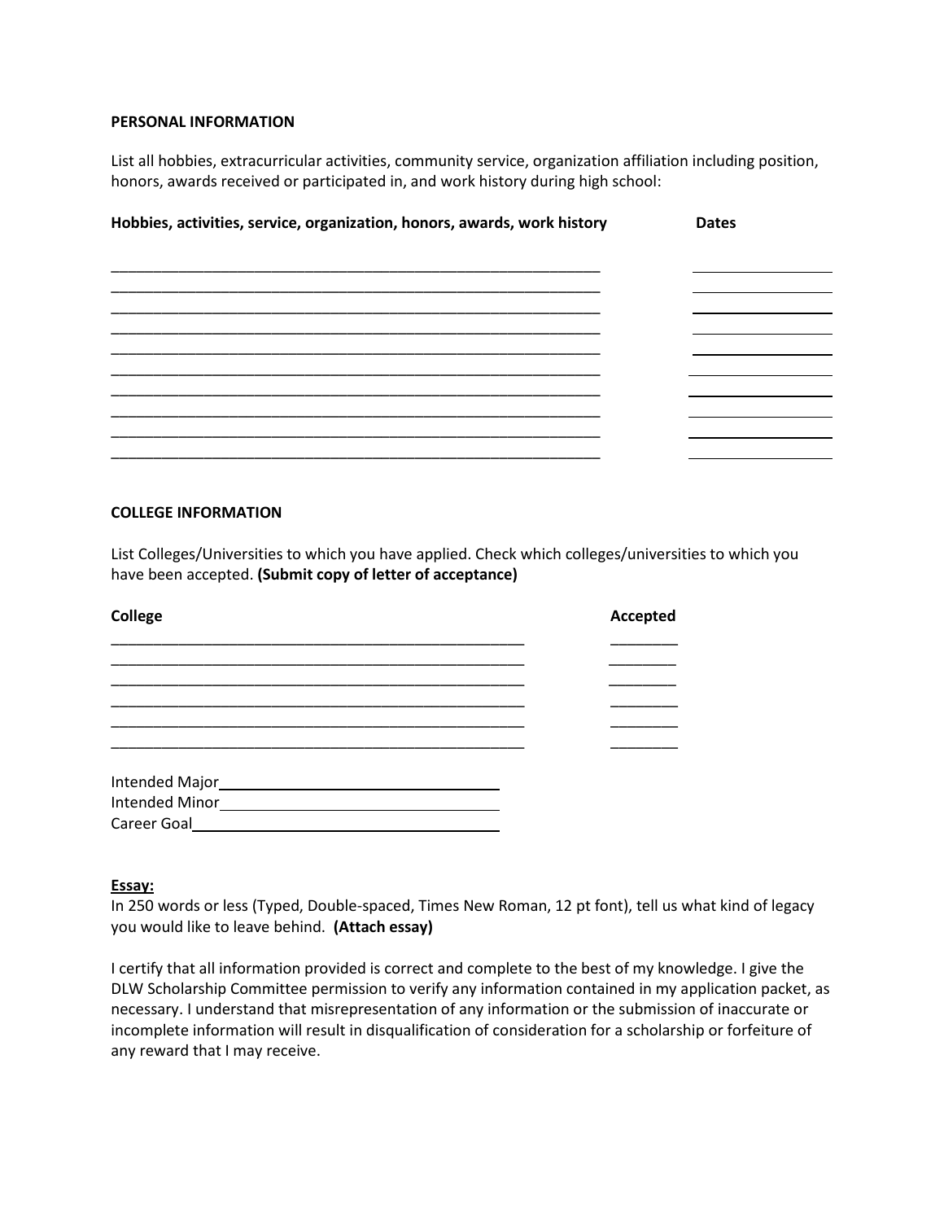**PERSONAL INFORMATION**

List all hobbies, extracurricular activities, community service, organization affiliation including position, honors, awards received or participated in, and work history during high school:

| Hobbies, activities, service, organization, honors, awards, work history | Dates |
|---|---|
| | |
| | |
| | |
| | |
| | |
| | |
| | |
| | |
| | |
| | |

**COLLEGE INFORMATION**

List Colleges/Universities to which you have applied. Check which colleges/universities to which you have been accepted. **(Submit copy of letter of acceptance)**

| College | Accepted |
|---|---|
| | |
| | |
| | |
| | |
| | |
| | |

Intended Major ____________________________

Intended Minor ____________________________

Career Goal ____________________________

**Essay:**

In 250 words or less (Typed, Double-spaced, Times New Roman, 12 pt font), tell us what kind of legacy you would like to leave behind. **(Attach essay)**

I certify that all information provided is correct and complete to the best of my knowledge. I give the DLW Scholarship Committee permission to verify any information contained in my application packet, as necessary. I understand that misrepresentation of any information or the submission of inaccurate or incomplete information will result in disqualification of consideration for a scholarship or forfeiture of any reward that I may receive.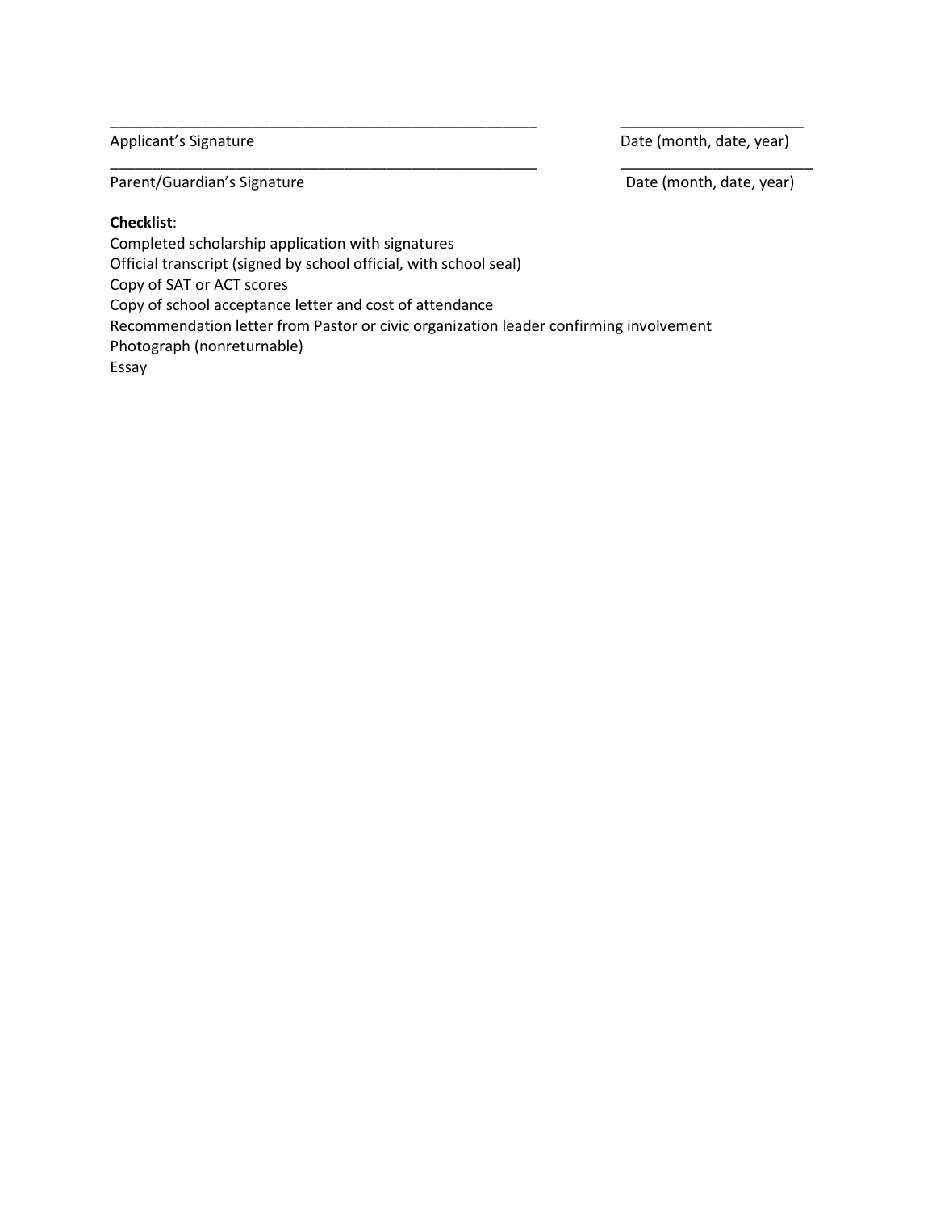_____________________________________________________ ______________________

Applicant's Signature Date (month, date, year)

_____________________________________________________ ______________________

Parent/Guardian's Signature Date (month, date, year)

**Checklist**:

Completed scholarship application with signatures
Official transcript (signed by school official, with school seal)
Copy of SAT or ACT scores
Copy of school acceptance letter and cost of attendance
Recommendation letter from Pastor or civic organization leader confirming involvement
Photograph (nonreturnable)
Essay